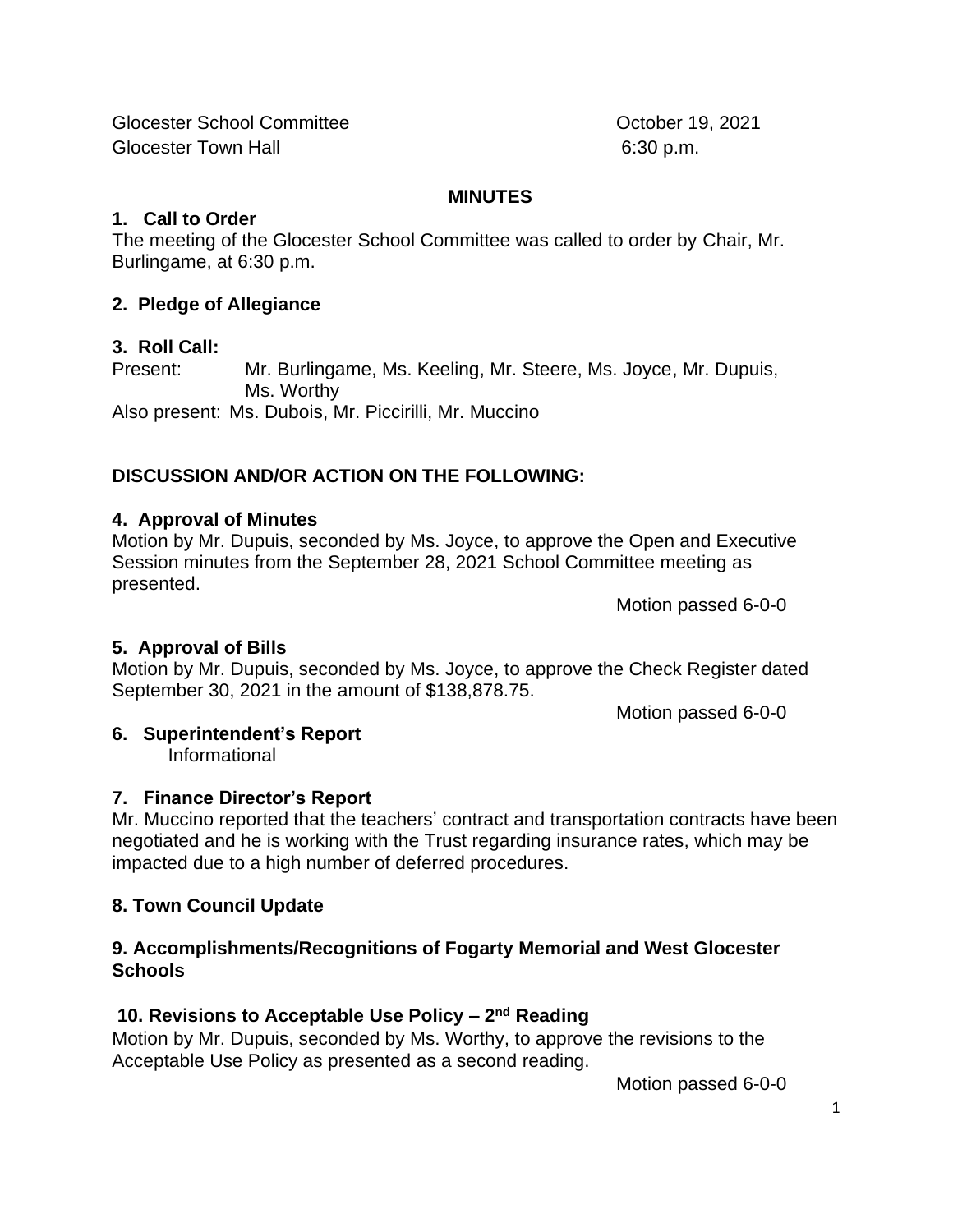Glocester School Committee October 19, 2021
Glocester Town Hall 6:30 p.m.

## MINUTES

### 1. Call to Order

The meeting of the Glocester School Committee was called to order by Chair, Mr. Burlingame, at 6:30 p.m.

### 2. Pledge of Allegiance

### 3. Roll Call:

Present: Mr. Burlingame, Ms. Keeling, Mr. Steere, Ms. Joyce, Mr. Dupuis, Ms. Worthy

Also present: Ms. Dubois, Mr. Piccirilli, Mr. Muccino

## DISCUSSION AND/OR ACTION ON THE FOLLOWING:

### 4. Approval of Minutes

Motion by Mr. Dupuis, seconded by Ms. Joyce, to approve the Open and Executive Session minutes from the September 28, 2021 School Committee meeting as presented.

Motion passed 6-0-0

### 5. Approval of Bills

Motion by Mr. Dupuis, seconded by Ms. Joyce, to approve the Check Register dated September 30, 2021 in the amount of $138,878.75.

Motion passed 6-0-0

### 6. Superintendent's Report

Informational

### 7. Finance Director's Report

Mr. Muccino reported that the teachers' contract and transportation contracts have been negotiated and he is working with the Trust regarding insurance rates, which may be impacted due to a high number of deferred procedures.

### 8. Town Council Update

### 9. Accomplishments/Recognitions of Fogarty Memorial and West Glocester Schools

### 10. Revisions to Acceptable Use Policy – 2nd Reading

Motion by Mr. Dupuis, seconded by Ms. Worthy, to approve the revisions to the Acceptable Use Policy as presented as a second reading.

Motion passed 6-0-0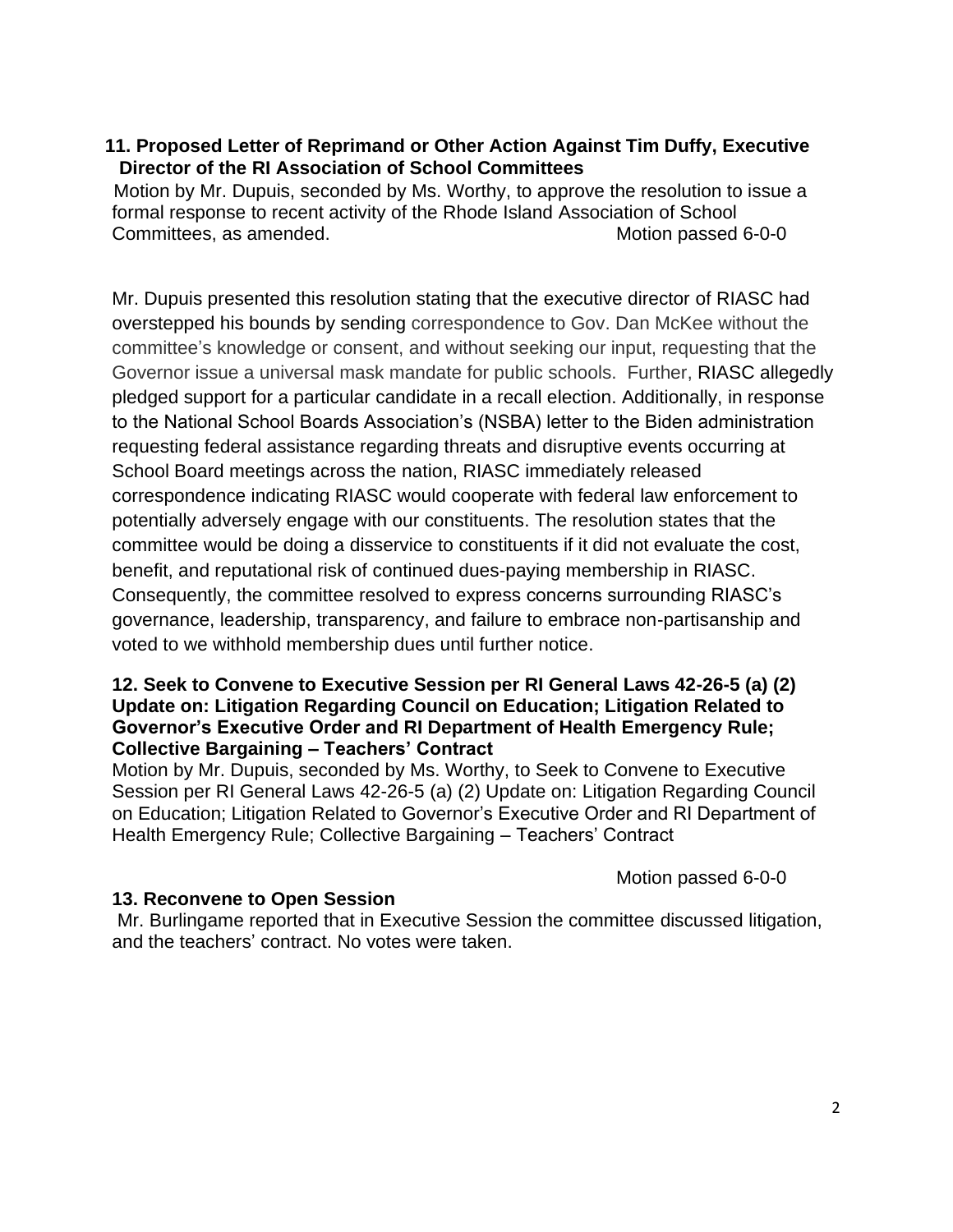**11. Proposed Letter of Reprimand or Other Action Against Tim Duffy, Executive Director of the RI Association of School Committees**

Motion by Mr. Dupuis, seconded by Ms. Worthy, to approve the resolution to issue a formal response to recent activity of the Rhode Island Association of School Committees, as amended. Motion passed 6-0-0

Mr. Dupuis presented this resolution stating that the executive director of RIASC had overstepped his bounds by sending correspondence to Gov. Dan McKee without the committee's knowledge or consent, and without seeking our input, requesting that the Governor issue a universal mask mandate for public schools. Further, RIASC allegedly pledged support for a particular candidate in a recall election. Additionally, in response to the National School Boards Association's (NSBA) letter to the Biden administration requesting federal assistance regarding threats and disruptive events occurring at School Board meetings across the nation, RIASC immediately released correspondence indicating RIASC would cooperate with federal law enforcement to potentially adversely engage with our constituents. The resolution states that the committee would be doing a disservice to constituents if it did not evaluate the cost, benefit, and reputational risk of continued dues-paying membership in RIASC. Consequently, the committee resolved to express concerns surrounding RIASC's governance, leadership, transparency, and failure to embrace non-partisanship and voted to we withhold membership dues until further notice.

**12. Seek to Convene to Executive Session per RI General Laws 42-26-5 (a) (2) Update on: Litigation Regarding Council on Education; Litigation Related to Governor's Executive Order and RI Department of Health Emergency Rule; Collective Bargaining – Teachers' Contract**

Motion by Mr. Dupuis, seconded by Ms. Worthy, to Seek to Convene to Executive Session per RI General Laws 42-26-5 (a) (2) Update on: Litigation Regarding Council on Education; Litigation Related to Governor's Executive Order and RI Department of Health Emergency Rule; Collective Bargaining – Teachers' Contract

Motion passed 6-0-0

**13. Reconvene to Open Session**

Mr. Burlingame reported that in Executive Session the committee discussed litigation, and the teachers' contract. No votes were taken.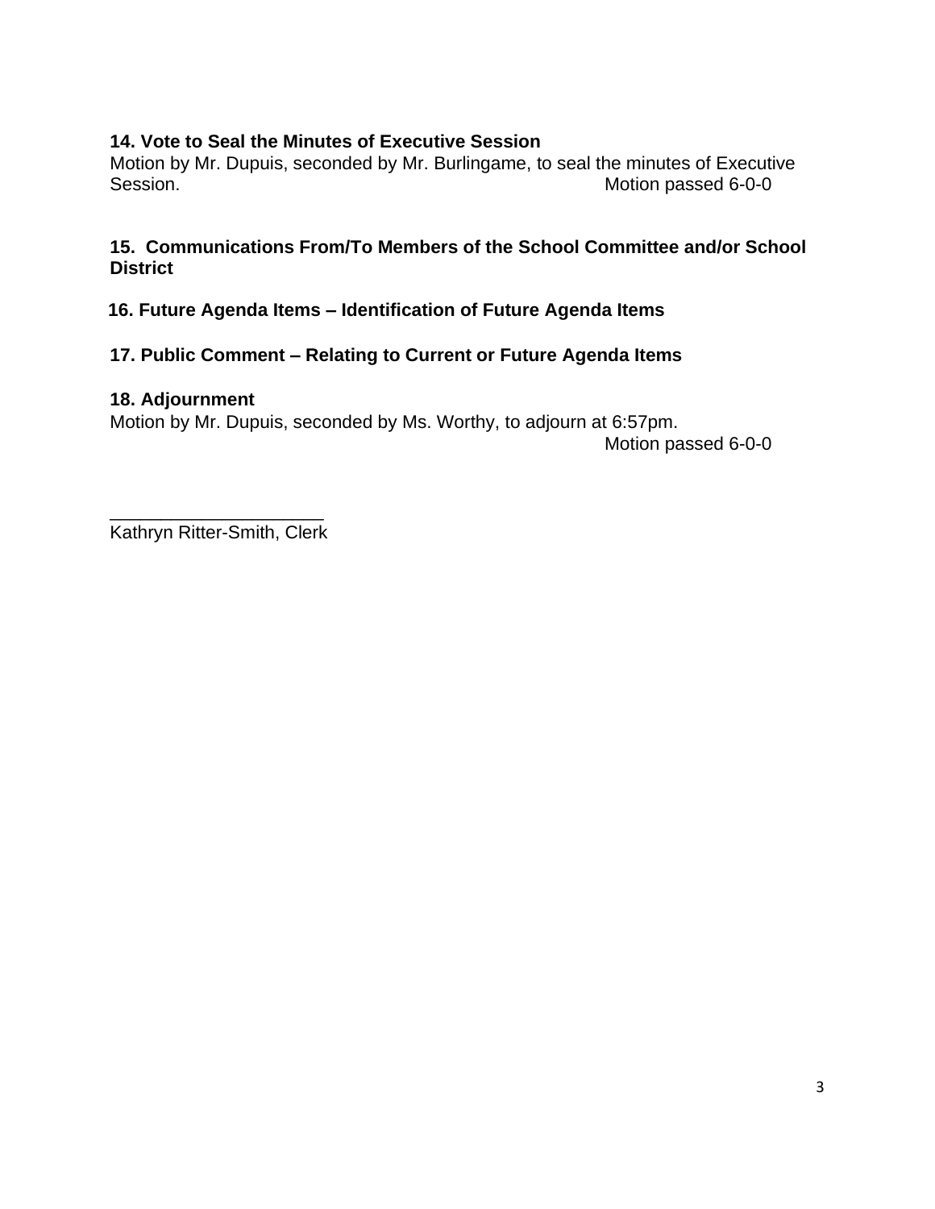**14. Vote to Seal the Minutes of Executive Session**

Motion by Mr. Dupuis, seconded by Mr. Burlingame, to seal the minutes of Executive Session. Motion passed 6-0-0

**15. Communications From/To Members of the School Committee and/or School District**

**16. Future Agenda Items – Identification of Future Agenda Items**

**17. Public Comment – Relating to Current or Future Agenda Items**

**18. Adjournment**

Motion by Mr. Dupuis, seconded by Ms. Worthy, to adjourn at 6:57pm.

Motion passed 6-0-0

_____________________
Kathryn Ritter-Smith, Clerk